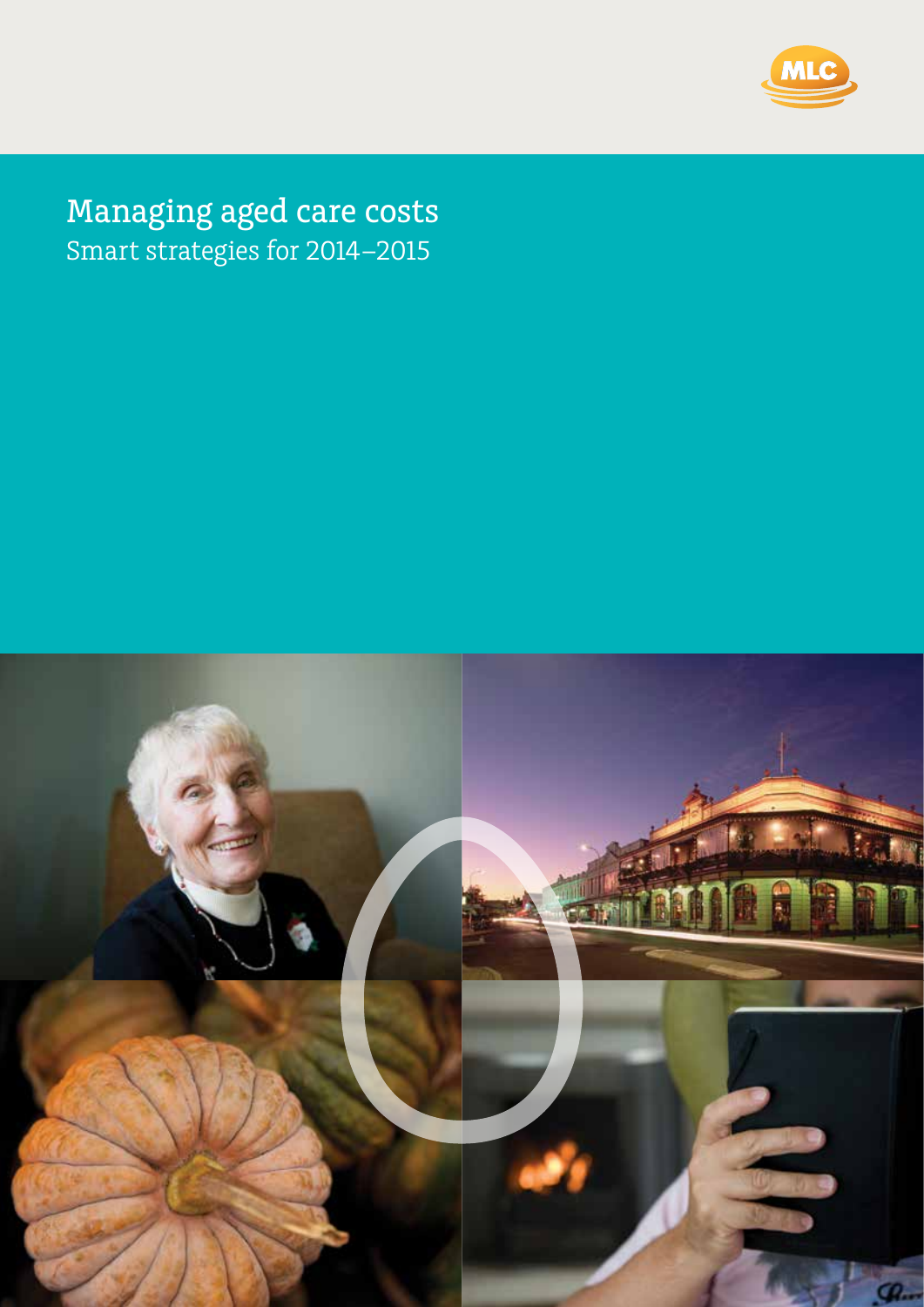MLC

# Managing aged care costs

## Smart strategies for 2014–2015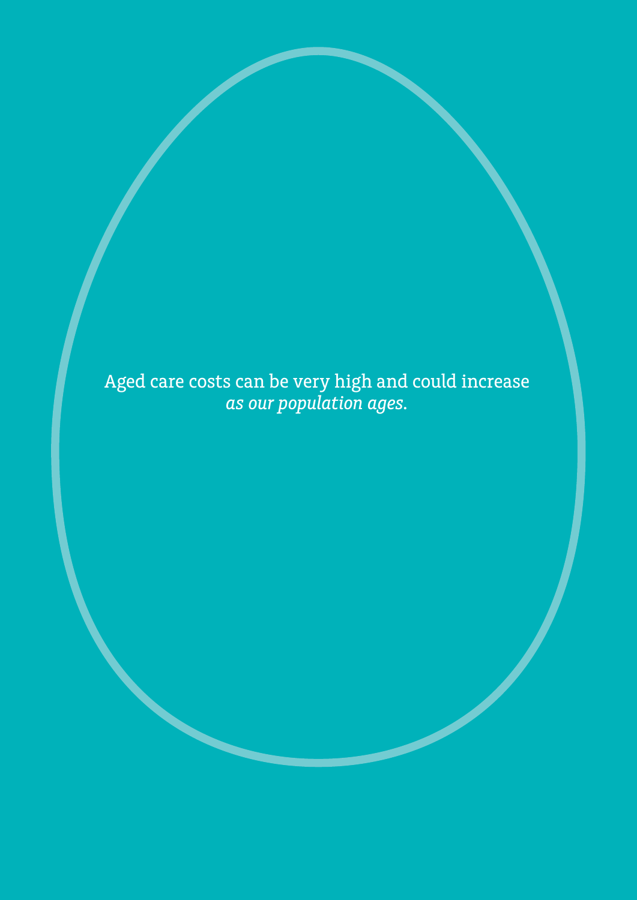Aged care costs can be very high and could increase *as our population ages*.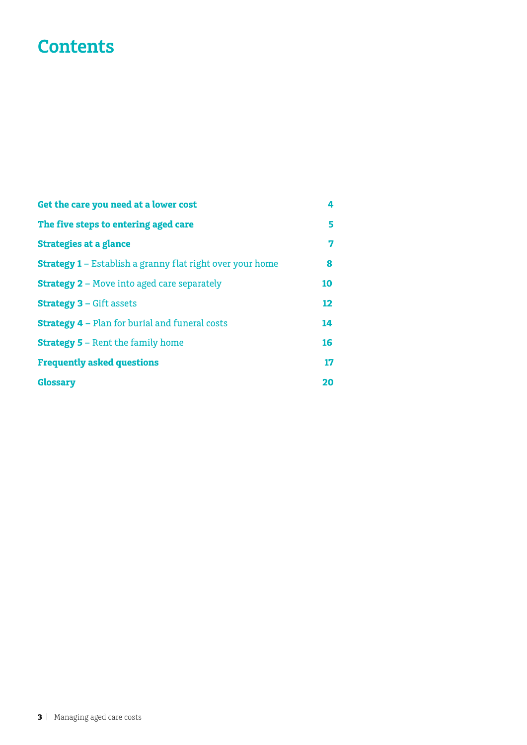# Contents

| | |
|---|---|
| **Get the care you need at a lower cost** | **4** |
| **The five steps to entering aged care** | **5** |
| **Strategies at a glance** | **7** |
| **Strategy 1** – Establish a granny flat right over your home | **8** |
| **Strategy 2** – Move into aged care separately | **10** |
| **Strategy 3** – Gift assets | **12** |
| **Strategy 4** – Plan for burial and funeral costs | **14** |
| **Strategy 5** – Rent the family home | **16** |
| **Frequently asked questions** | **17** |
| **Glossary** | **20** |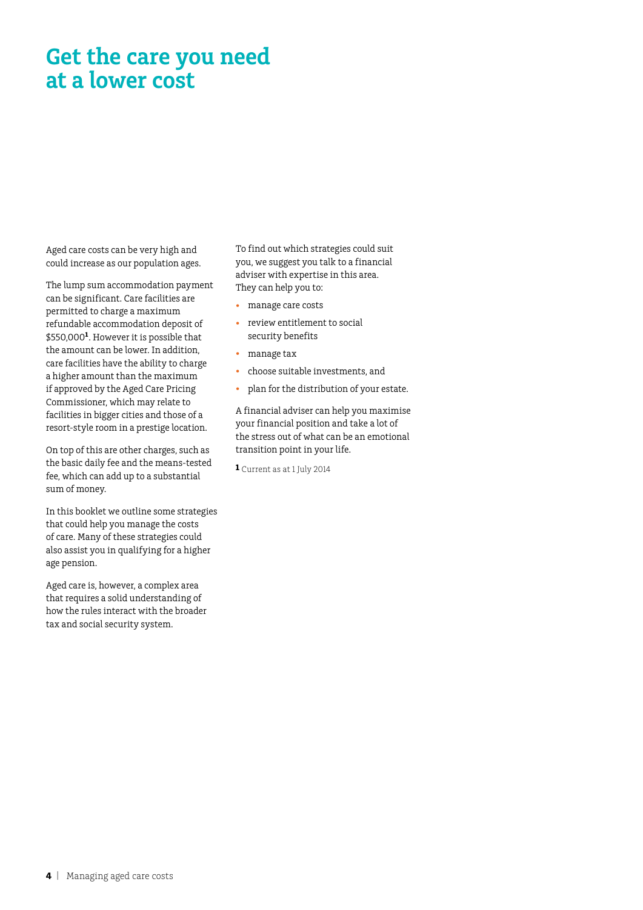# Get the care you need at a lower cost

Aged care costs can be very high and could increase as our population ages.

The lump sum accommodation payment can be significant. Care facilities are permitted to charge a maximum refundable accommodation deposit of $550,000[1]. However it is possible that the amount can be lower. In addition, care facilities have the ability to charge a higher amount than the maximum if approved by the Aged Care Pricing Commissioner, which may relate to facilities in bigger cities and those of a resort-style room in a prestige location.

On top of this are other charges, such as the basic daily fee and the means-tested fee, which can add up to a substantial sum of money.

In this booklet we outline some strategies that could help you manage the costs of care. Many of these strategies could also assist you in qualifying for a higher age pension.

Aged care is, however, a complex area that requires a solid understanding of how the rules interact with the broader tax and social security system.

To find out which strategies could suit you, we suggest you talk to a financial adviser with expertise in this area. They can help you to:

- manage care costs
- review entitlement to social security benefits
- manage tax
- choose suitable investments, and
- plan for the distribution of your estate.

A financial adviser can help you maximise your financial position and take a lot of the stress out of what can be an emotional transition point in your life.

[1] Current as at 1 July 2014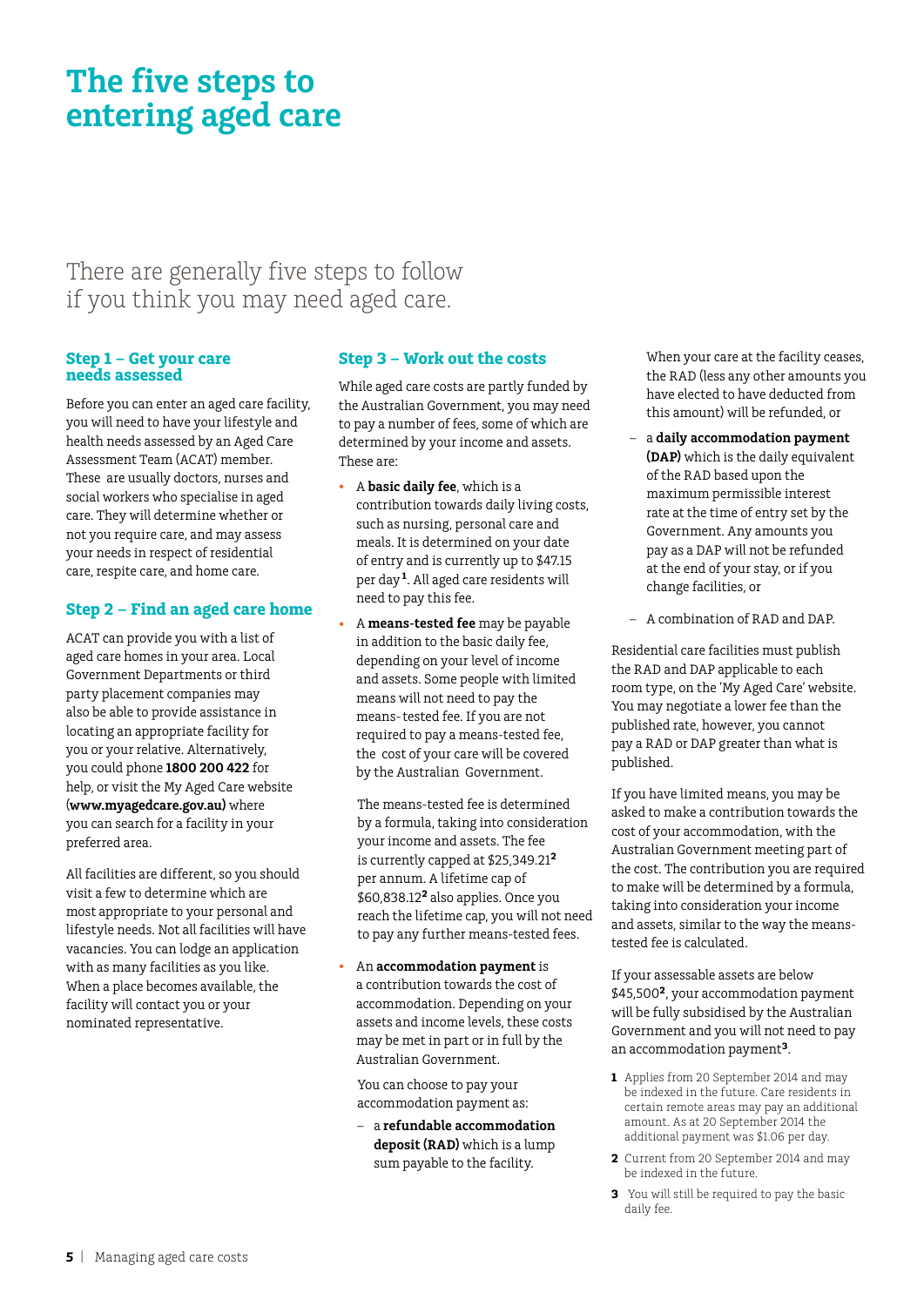# The five steps to entering aged care

There are generally five steps to follow if you think you may need aged care.

### Step 1 – Get your care needs assessed

Before you can enter an aged care facility, you will need to have your lifestyle and health needs assessed by an Aged Care Assessment Team (ACAT) member. These are usually doctors, nurses and social workers who specialise in aged care. They will determine whether or not you require care, and may assess your needs in respect of residential care, respite care, and home care.

### Step 2 – Find an aged care home

ACAT can provide you with a list of aged care homes in your area. Local Government Departments or third party placement companies may also be able to provide assistance in locating an appropriate facility for you or your relative. Alternatively, you could phone **1800 200 422** for help, or visit the My Aged Care website (**www.myagedcare.gov.au**) where you can search for a facility in your preferred area.

All facilities are different, so you should visit a few to determine which are most appropriate to your personal and lifestyle needs. Not all facilities will have vacancies. You can lodge an application with as many facilities as you like. When a place becomes available, the facility will contact you or your nominated representative.

### Step 3 – Work out the costs

While aged care costs are partly funded by the Australian Government, you may need to pay a number of fees, some of which are determined by your income and assets. These are:

- A **basic daily fee**, which is a contribution towards daily living costs, such as nursing, personal care and meals. It is determined on your date of entry and is currently up to $47.15 per day[1]. All aged care residents will need to pay this fee.
- A **means-tested fee** may be payable in addition to the basic daily fee, depending on your level of income and assets. Some people with limited means will not need to pay the means-tested fee. If you are not required to pay a means-tested fee, the cost of your care will be covered by the Australian Government.

  The means-tested fee is determined by a formula, taking into consideration your income and assets. The fee is currently capped at $25,349.21[2] per annum. A lifetime cap of $60,838.12[2] also applies. Once you reach the lifetime cap, you will not need to pay any further means-tested fees.
- An **accommodation payment** is a contribution towards the cost of accommodation. Depending on your assets and income levels, these costs may be met in part or in full by the Australian Government.

  You can choose to pay your accommodation payment as:

  - a **refundable accommodation deposit (RAD)** which is a lump sum payable to the facility. When your care at the facility ceases, the RAD (less any other amounts you have elected to have deducted from this amount) will be refunded, or
  - a **daily accommodation payment (DAP)** which is the daily equivalent of the RAD based upon the maximum permissible interest rate at the time of entry set by the Government. Any amounts you pay as a DAP will not be refunded at the end of your stay, or if you change facilities, or
  - A combination of RAD and DAP.

Residential care facilities must publish the RAD and DAP applicable to each room type, on the 'My Aged Care' website. You may negotiate a lower fee than the published rate, however, you cannot pay a RAD or DAP greater than what is published.

If you have limited means, you may be asked to make a contribution towards the cost of your accommodation, with the Australian Government meeting part of the cost. The contribution you are required to make will be determined by a formula, taking into consideration your income and assets, similar to the way the means-tested fee is calculated.

If your assessable assets are below $45,500[2], your accommodation payment will be fully subsidised by the Australian Government and you will not need to pay an accommodation payment[3].

1 Applies from 20 September 2014 and may be indexed in the future. Care residents in certain remote areas may pay an additional amount. As at 20 September 2014 the additional payment was $1.06 per day.

2 Current from 20 September 2014 and may be indexed in the future.

3 You will still be required to pay the basic daily fee.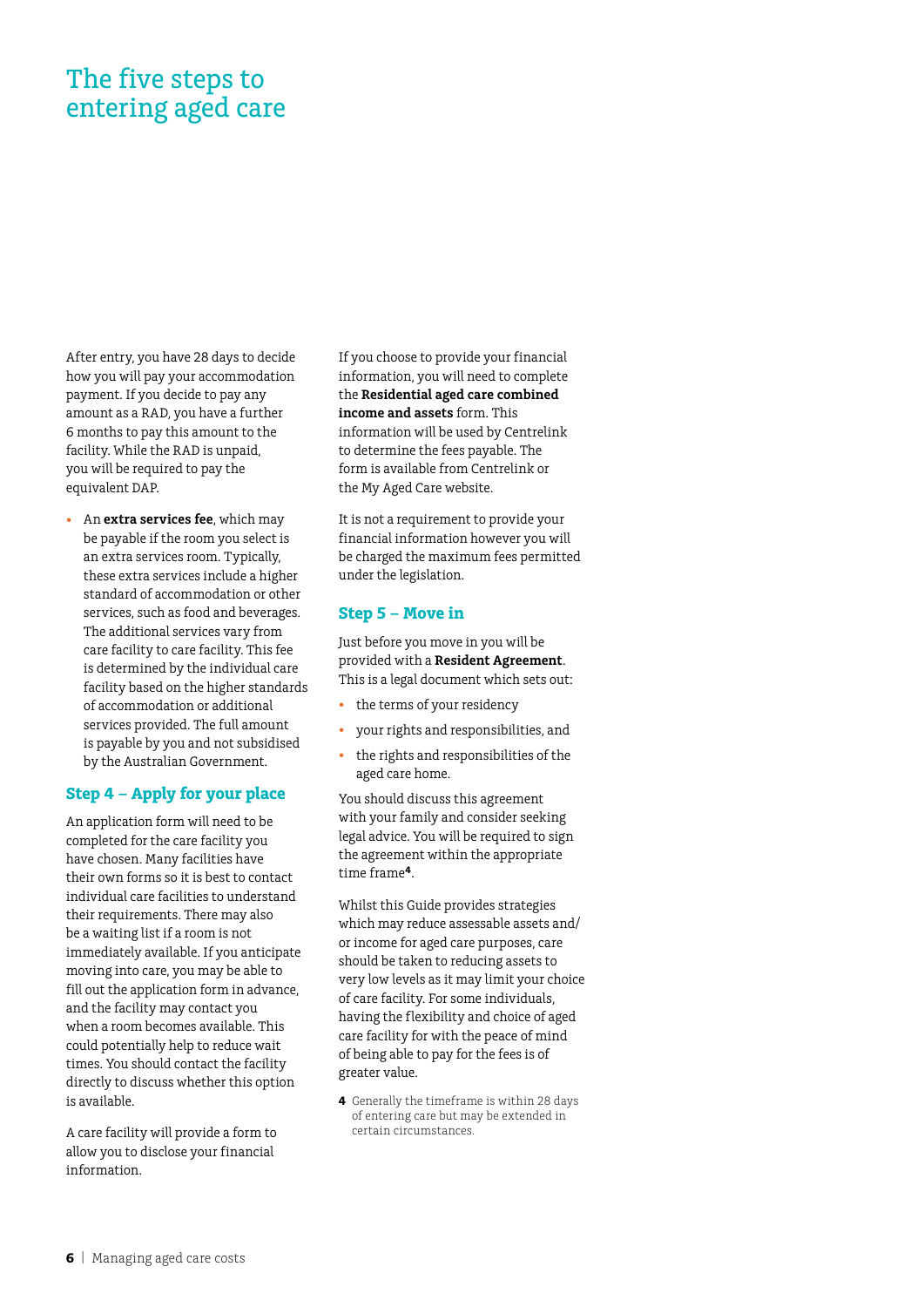# The five steps to entering aged care

After entry, you have 28 days to decide how you will pay your accommodation payment. If you decide to pay any amount as a RAD, you have a further 6 months to pay this amount to the facility. While the RAD is unpaid, you will be required to pay the equivalent DAP.

- An **extra services fee**, which may be payable if the room you select is an extra services room. Typically, these extra services include a higher standard of accommodation or other services, such as food and beverages. The additional services vary from care facility to care facility. This fee is determined by the individual care facility based on the higher standards of accommodation or additional services provided. The full amount is payable by you and not subsidised by the Australian Government.

## Step 4 – Apply for your place

An application form will need to be completed for the care facility you have chosen. Many facilities have their own forms so it is best to contact individual care facilities to understand their requirements. There may also be a waiting list if a room is not immediately available. If you anticipate moving into care, you may be able to fill out the application form in advance, and the facility may contact you when a room becomes available. This could potentially help to reduce wait times. You should contact the facility directly to discuss whether this option is available.

A care facility will provide a form to allow you to disclose your financial information.

If you choose to provide your financial information, you will need to complete the **Residential aged care combined income and assets** form. This information will be used by Centrelink to determine the fees payable. The form is available from Centrelink or the My Aged Care website.

It is not a requirement to provide your financial information however you will be charged the maximum fees permitted under the legislation.

## Step 5 – Move in

Just before you move in you will be provided with a **Resident Agreement**. This is a legal document which sets out:

- the terms of your residency
- your rights and responsibilities, and
- the rights and responsibilities of the aged care home.

You should discuss this agreement with your family and consider seeking legal advice. You will be required to sign the agreement within the appropriate time frame[4].

Whilst this Guide provides strategies which may reduce assessable assets and/or income for aged care purposes, care should be taken to reducing assets to very low levels as it may limit your choice of care facility. For some individuals, having the flexibility and choice of aged care facility for with the peace of mind of being able to pay for the fees is of greater value.

[4] Generally the timeframe is within 28 days of entering care but may be extended in certain circumstances.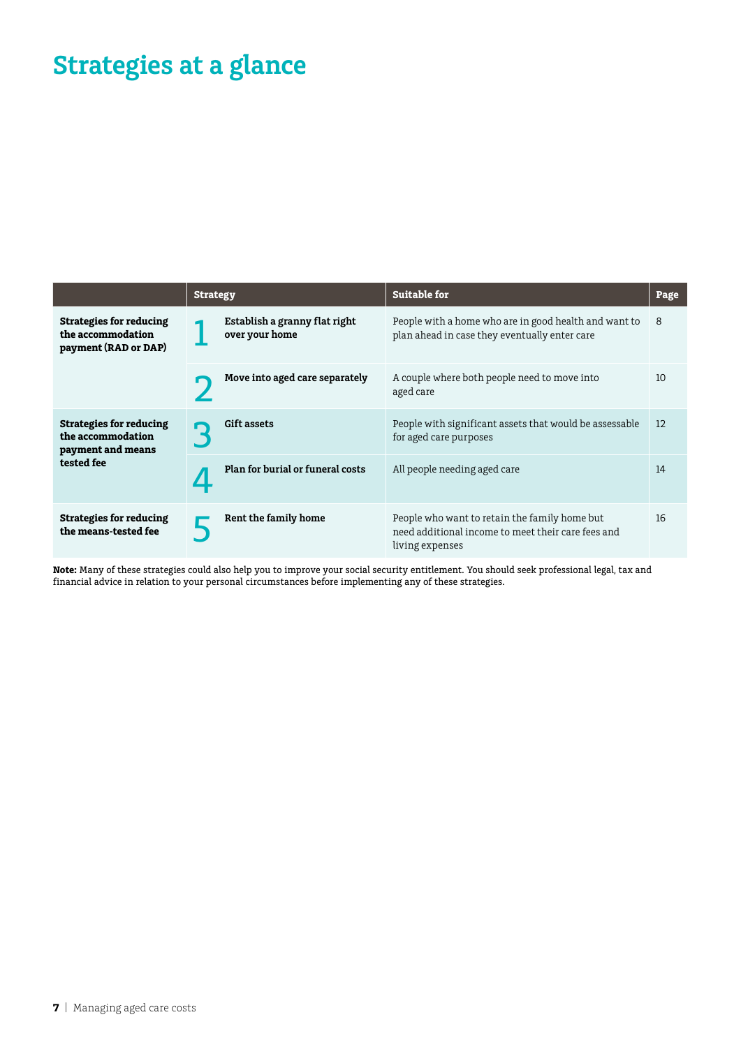# Strategies at a glance

| | Strategy | Suitable for | Page |
|---|---|---|---|
| **Strategies for reducing the accommodation payment (RAD or DAP)** | 1 **Establish a granny flat right over your home** | People with a home who are in good health and want to plan ahead in case they eventually enter care | 8 |
| | 2 **Move into aged care separately** | A couple where both people need to move into aged care | 10 |
| **Strategies for reducing the accommodation payment and means tested fee** | 3 **Gift assets** | People with significant assets that would be assessable for aged care purposes | 12 |
| | 4 **Plan for burial or funeral costs** | All people needing aged care | 14 |
| **Strategies for reducing the means-tested fee** | 5 **Rent the family home** | People who want to retain the family home but need additional income to meet their care fees and living expenses | 16 |

**Note:** Many of these strategies could also help you to improve your social security entitlement. You should seek professional legal, tax and financial advice in relation to your personal circumstances before implementing any of these strategies.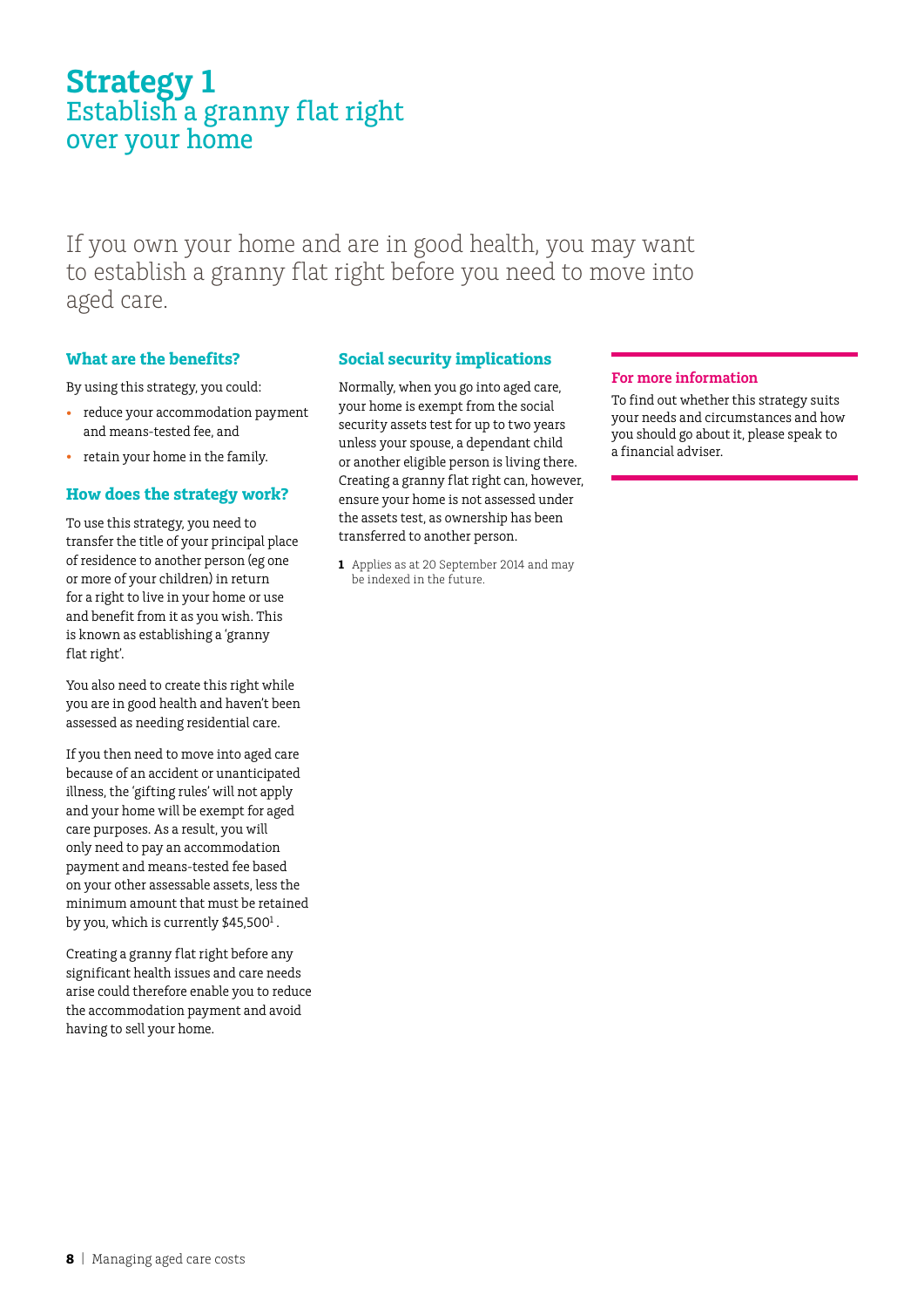# Strategy 1
## Establish a granny flat right over your home

If you own your home and are in good health, you may want to establish a granny flat right before you need to move into aged care.

### What are the benefits?

By using this strategy, you could:

- reduce your accommodation payment and means-tested fee, and
- retain your home in the family.

### How does the strategy work?

To use this strategy, you need to transfer the title of your principal place of residence to another person (eg one or more of your children) in return for a right to live in your home or use and benefit from it as you wish. This is known as establishing a 'granny flat right'.

You also need to create this right while you are in good health and haven't been assessed as needing residential care.

If you then need to move into aged care because of an accident or unanticipated illness, the 'gifting rules' will not apply and your home will be exempt for aged care purposes. As a result, you will only need to pay an accommodation payment and means-tested fee based on your other assessable assets, less the minimum amount that must be retained by you, which is currently $45,500[1].

Creating a granny flat right before any significant health issues and care needs arise could therefore enable you to reduce the accommodation payment and avoid having to sell your home.

### Social security implications

Normally, when you go into aged care, your home is exempt from the social security assets test for up to two years unless your spouse, a dependant child or another eligible person is living there. Creating a granny flat right can, however, ensure your home is not assessed under the assets test, as ownership has been transferred to another person.

**1** Applies as at 20 September 2014 and may be indexed in the future.

### For more information

To find out whether this strategy suits your needs and circumstances and how you should go about it, please speak to a financial adviser.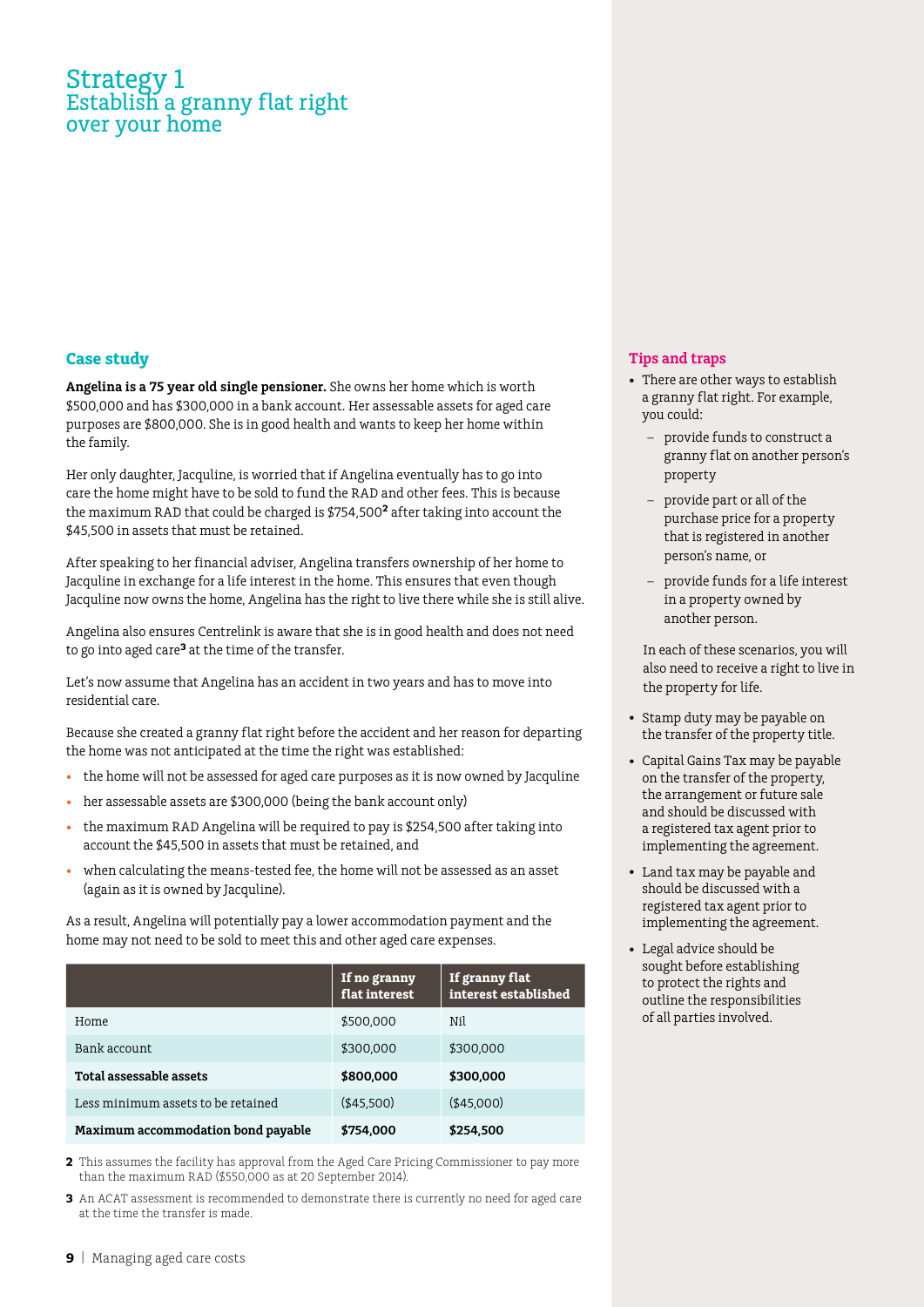# Strategy 1
## Establish a granny flat right over your home

### Case study

**Angelina is a 75 year old single pensioner.** She owns her home which is worth $500,000 and has $300,000 in a bank account. Her assessable assets for aged care purposes are $800,000. She is in good health and wants to keep her home within the family.

Her only daughter, Jacquline, is worried that if Angelina eventually has to go into care the home might have to be sold to fund the RAD and other fees. This is because the maximum RAD that could be charged is $754,500[2] after taking into account the $45,500 in assets that must be retained.

After speaking to her financial adviser, Angelina transfers ownership of her home to Jacquline in exchange for a life interest in the home. This ensures that even though Jacquline now owns the home, Angelina has the right to live there while she is still alive.

Angelina also ensures Centrelink is aware that she is in good health and does not need to go into aged care[3] at the time of the transfer.

Let's now assume that Angelina has an accident in two years and has to move into residential care.

Because she created a granny flat right before the accident and her reason for departing the home was not anticipated at the time the right was established:

- the home will not be assessed for aged care purposes as it is now owned by Jacquline
- her assessable assets are $300,000 (being the bank account only)
- the maximum RAD Angelina will be required to pay is $254,500 after taking into account the $45,500 in assets that must be retained, and
- when calculating the means-tested fee, the home will not be assessed as an asset (again as it is owned by Jacquline).

As a result, Angelina will potentially pay a lower accommodation payment and the home may not need to be sold to meet this and other aged care expenses.

| | If no granny flat interest | If granny flat interest established |
|---|---|---|
| Home | $500,000 | Nil |
| Bank account | $300,000 | $300,000 |
| **Total assessable assets** | **$800,000** | **$300,000** |
| Less minimum assets to be retained | ($45,500) | ($45,000) |
| **Maximum accommodation bond payable** | **$754,000** | **$254,500** |

2 This assumes the facility has approval from the Aged Care Pricing Commissioner to pay more than the maximum RAD ($550,000 as at 20 September 2014).

3 An ACAT assessment is recommended to demonstrate there is currently no need for aged care at the time the transfer is made.

### Tips and traps

- There are other ways to establish a granny flat right. For example, you could:
  - provide funds to construct a granny flat on another person's property
  - provide part or all of the purchase price for a property that is registered in another person's name, or
  - provide funds for a life interest in a property owned by another person.

  In each of these scenarios, you will also need to receive a right to live in the property for life.
- Stamp duty may be payable on the transfer of the property title.
- Capital Gains Tax may be payable on the transfer of the property, the arrangement or future sale and should be discussed with a registered tax agent prior to implementing the agreement.
- Land tax may be payable and should be discussed with a registered tax agent prior to implementing the agreement.
- Legal advice should be sought before establishing to protect the rights and outline the responsibilities of all parties involved.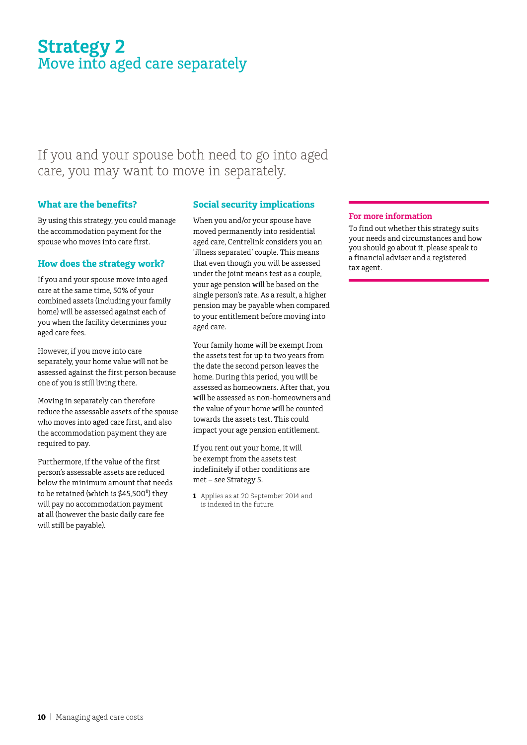# Strategy 2
## Move into aged care separately

If you and your spouse both need to go into aged care, you may want to move in separately.

### What are the benefits?

By using this strategy, you could manage the accommodation payment for the spouse who moves into care first.

### How does the strategy work?

If you and your spouse move into aged care at the same time, 50% of your combined assets (including your family home) will be assessed against each of you when the facility determines your aged care fees.

However, if you move into care separately, your home value will not be assessed against the first person because one of you is still living there.

Moving in separately can therefore reduce the assessable assets of the spouse who moves into aged care first, and also the accommodation payment they are required to pay.

Furthermore, if the value of the first person's assessable assets are reduced below the minimum amount that needs to be retained (which is $45,500[1]) they will pay no accommodation payment at all (however the basic daily care fee will still be payable).

### Social security implications

When you and/or your spouse have moved permanently into residential aged care, Centrelink considers you an 'illness separated' couple. This means that even though you will be assessed under the joint means test as a couple, your age pension will be based on the single person's rate. As a result, a higher pension may be payable when compared to your entitlement before moving into aged care.

Your family home will be exempt from the assets test for up to two years from the date the second person leaves the home. During this period, you will be assessed as homeowners. After that, you will be assessed as non-homeowners and the value of your home will be counted towards the assets test. This could impact your age pension entitlement.

If you rent out your home, it will be exempt from the assets test indefinitely if other conditions are met – see Strategy 5.

1 Applies as at 20 September 2014 and is indexed in the future.

### For more information

To find out whether this strategy suits your needs and circumstances and how you should go about it, please speak to a financial adviser and a registered tax agent.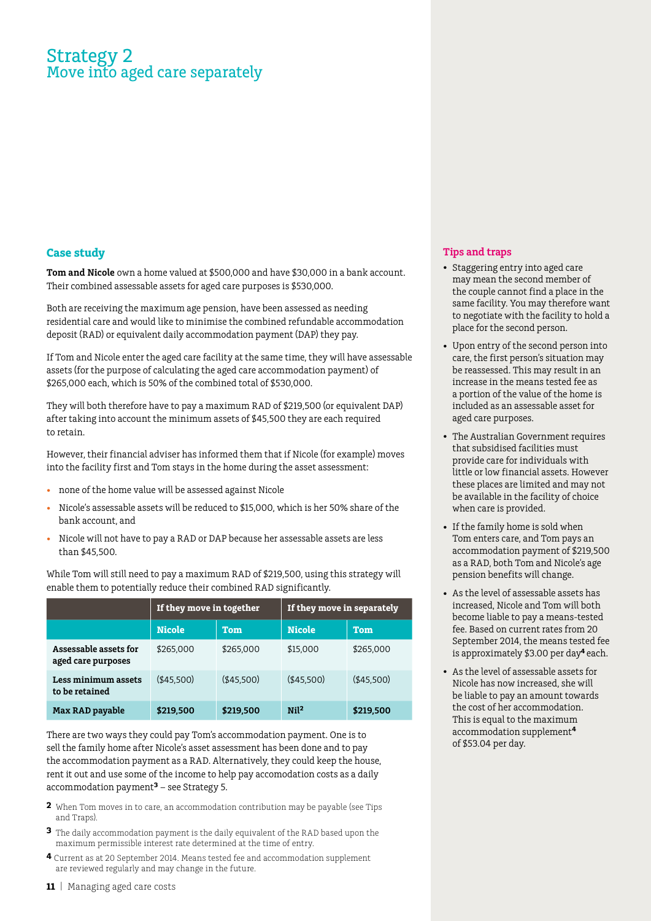# Strategy 2
## Move into aged care separately

### Case study

**Tom and Nicole** own a home valued at $500,000 and have $30,000 in a bank account. Their combined assessable assets for aged care purposes is $530,000.

Both are receiving the maximum age pension, have been assessed as needing residential care and would like to minimise the combined refundable accommodation deposit (RAD) or equivalent daily accommodation payment (DAP) they pay.

If Tom and Nicole enter the aged care facility at the same time, they will have assessable assets (for the purpose of calculating the aged care accommodation payment) of $265,000 each, which is 50% of the combined total of $530,000.

They will both therefore have to pay a maximum RAD of $219,500 (or equivalent DAP) after taking into account the minimum assets of $45,500 they are each required to retain.

However, their financial adviser has informed them that if Nicole (for example) moves into the facility first and Tom stays in the home during the asset assessment:

- none of the home value will be assessed against Nicole
- Nicole's assessable assets will be reduced to $15,000, which is her 50% share of the bank account, and
- Nicole will not have to pay a RAD or DAP because her assessable assets are less than $45,500.

While Tom will still need to pay a maximum RAD of $219,500, using this strategy will enable them to potentially reduce their combined RAD significantly.

| | If they move in together | | If they move in separately | |
|---|---|---|---|---|
| | **Nicole** | **Tom** | **Nicole** | **Tom** |
| **Assessable assets for aged care purposes** | $265,000 | $265,000 | $15,000 | $265,000 |
| **Less minimum assets to be retained** | ($45,500) | ($45,500) | ($45,500) | ($45,500) |
| **Max RAD payable** | **$219,500** | **$219,500** | **Nil[2]** | **$219,500** |

There are two ways they could pay Tom's accommodation payment. One is to sell the family home after Nicole's asset assessment has been done and to pay the accommodation payment as a RAD. Alternatively, they could keep the house, rent it out and use some of the income to help pay accomodation costs as a daily accommodation payment[3] – see Strategy 5.

[2] When Tom moves in to care, an accommodation contribution may be payable (see Tips and Traps).

[3] The daily accommodation payment is the daily equivalent of the RAD based upon the maximum permissible interest rate determined at the time of entry.

[4] Current as at 20 September 2014. Means tested fee and accommodation supplement are reviewed regularly and may change in the future.

### Tips and traps

- Staggering entry into aged care may mean the second member of the couple cannot find a place in the same facility. You may therefore want to negotiate with the facility to hold a place for the second person.
- Upon entry of the second person into care, the first person's situation may be reassessed. This may result in an increase in the means tested fee as a portion of the value of the home is included as an assessable asset for aged care purposes.
- The Australian Government requires that subsidised facilities must provide care for individuals with little or low financial assets. However these places are limited and may not be available in the facility of choice when care is provided.
- If the family home is sold when Tom enters care, and Tom pays an accommodation payment of $219,500 as a RAD, both Tom and Nicole's age pension benefits will change.
- As the level of assessable assets has increased, Nicole and Tom will both become liable to pay a means-tested fee. Based on current rates from 20 September 2014, the means tested fee is approximately $3.00 per day[4] each.
- As the level of assessable assets for Nicole has now increased, she will be liable to pay an amount towards the cost of her accommodation. This is equal to the maximum accommodation supplement[4] of $53.04 per day.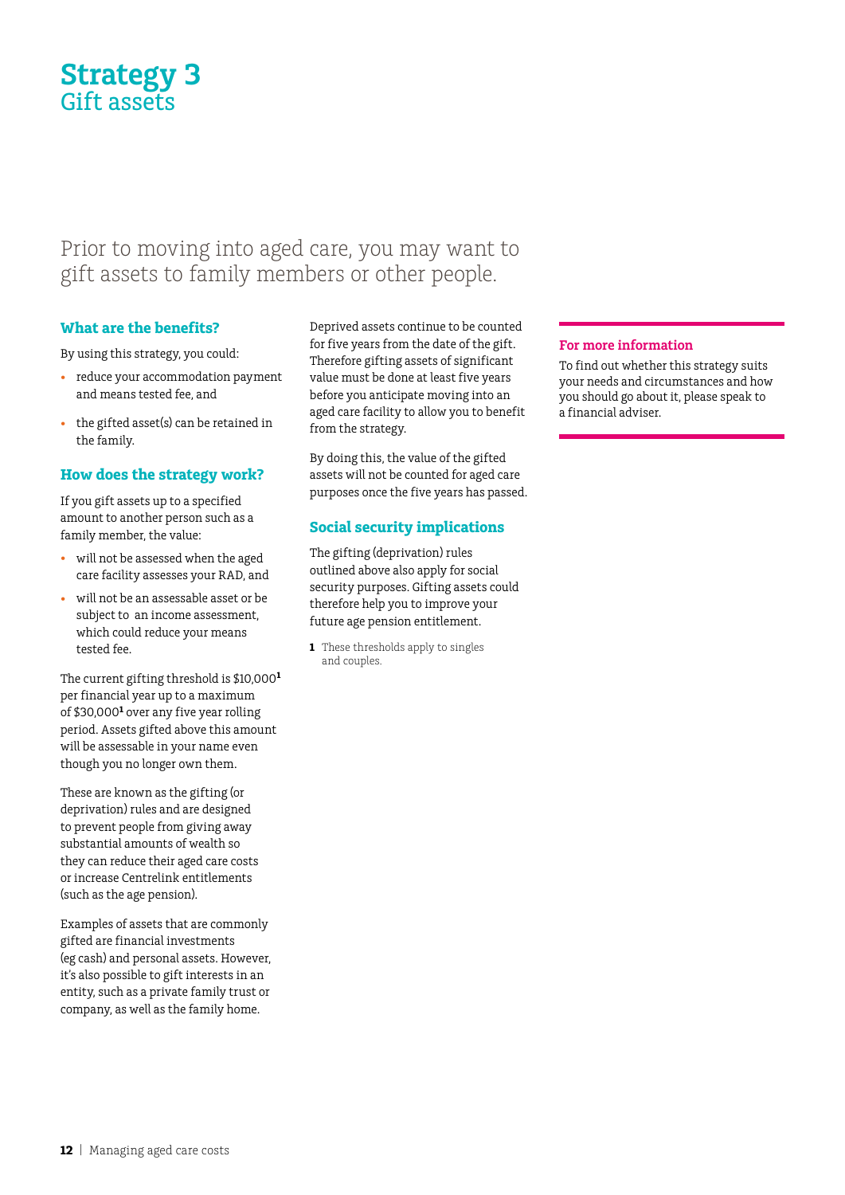# Strategy 3
## Gift assets

Prior to moving into aged care, you may want to gift assets to family members or other people.

### What are the benefits?

By using this strategy, you could:

- reduce your accommodation payment and means tested fee, and
- the gifted asset(s) can be retained in the family.

### How does the strategy work?

If you gift assets up to a specified amount to another person such as a family member, the value:

- will not be assessed when the aged care facility assesses your RAD, and
- will not be an assessable asset or be subject to an income assessment, which could reduce your means tested fee.

The current gifting threshold is $10,000[1] per financial year up to a maximum of $30,000[1] over any five year rolling period. Assets gifted above this amount will be assessable in your name even though you no longer own them.

These are known as the gifting (or deprivation) rules and are designed to prevent people from giving away substantial amounts of wealth so they can reduce their aged care costs or increase Centrelink entitlements (such as the age pension).

Examples of assets that are commonly gifted are financial investments (eg cash) and personal assets. However, it's also possible to gift interests in an entity, such as a private family trust or company, as well as the family home.

Deprived assets continue to be counted for five years from the date of the gift. Therefore gifting assets of significant value must be done at least five years before you anticipate moving into an aged care facility to allow you to benefit from the strategy.

By doing this, the value of the gifted assets will not be counted for aged care purposes once the five years has passed.

### Social security implications

The gifting (deprivation) rules outlined above also apply for social security purposes. Gifting assets could therefore help you to improve your future age pension entitlement.

1 These thresholds apply to singles and couples.

### For more information

To find out whether this strategy suits your needs and circumstances and how you should go about it, please speak to a financial adviser.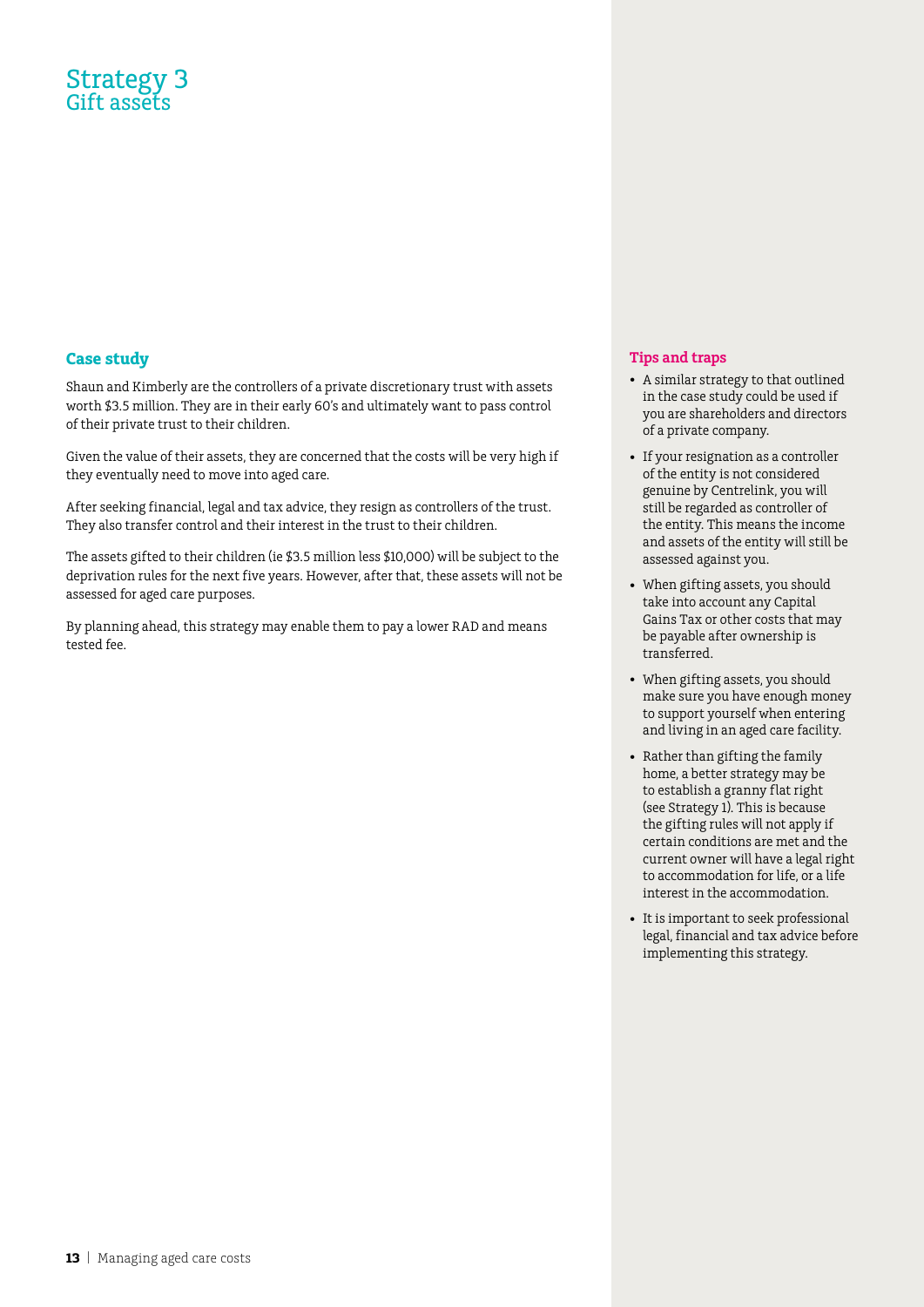# Strategy 3
## Gift assets

### Case study

Shaun and Kimberly are the controllers of a private discretionary trust with assets worth $3.5 million. They are in their early 60's and ultimately want to pass control of their private trust to their children.

Given the value of their assets, they are concerned that the costs will be very high if they eventually need to move into aged care.

After seeking financial, legal and tax advice, they resign as controllers of the trust. They also transfer control and their interest in the trust to their children.

The assets gifted to their children (ie $3.5 million less $10,000) will be subject to the deprivation rules for the next five years. However, after that, these assets will not be assessed for aged care purposes.

By planning ahead, this strategy may enable them to pay a lower RAD and means tested fee.

### Tips and traps

- A similar strategy to that outlined in the case study could be used if you are shareholders and directors of a private company.
- If your resignation as a controller of the entity is not considered genuine by Centrelink, you will still be regarded as controller of the entity. This means the income and assets of the entity will still be assessed against you.
- When gifting assets, you should take into account any Capital Gains Tax or other costs that may be payable after ownership is transferred.
- When gifting assets, you should make sure you have enough money to support yourself when entering and living in an aged care facility.
- Rather than gifting the family home, a better strategy may be to establish a granny flat right (see Strategy 1). This is because the gifting rules will not apply if certain conditions are met and the current owner will have a legal right to accommodation for life, or a life interest in the accommodation.
- It is important to seek professional legal, financial and tax advice before implementing this strategy.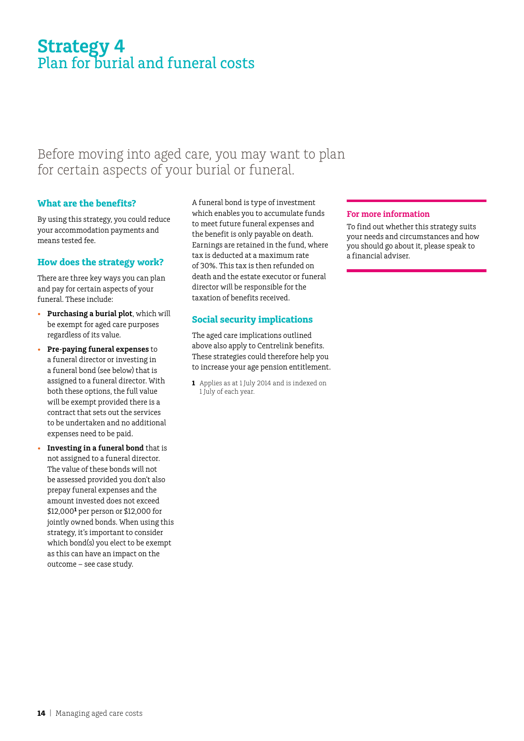# Strategy 4
## Plan for burial and funeral costs

Before moving into aged care, you may want to plan for certain aspects of your burial or funeral.

### What are the benefits?

By using this strategy, you could reduce your accommodation payments and means tested fee.

### How does the strategy work?

There are three key ways you can plan and pay for certain aspects of your funeral. These include:

- **Purchasing a burial plot**, which will be exempt for aged care purposes regardless of its value.
- **Pre-paying funeral expenses** to a funeral director or investing in a funeral bond (see below) that is assigned to a funeral director. With both these options, the full value will be exempt provided there is a contract that sets out the services to be undertaken and no additional expenses need to be paid.
- **Investing in a funeral bond** that is not assigned to a funeral director. The value of these bonds will not be assessed provided you don't also prepay funeral expenses and the amount invested does not exceed $12,000[1] per person or $12,000 for jointly owned bonds. When using this strategy, it's important to consider which bond(s) you elect to be exempt as this can have an impact on the outcome – see case study.

A funeral bond is type of investment which enables you to accumulate funds to meet future funeral expenses and the benefit is only payable on death. Earnings are retained in the fund, where tax is deducted at a maximum rate of 30%. This tax is then refunded on death and the estate executor or funeral director will be responsible for the taxation of benefits received.

### Social security implications

The aged care implications outlined above also apply to Centrelink benefits. These strategies could therefore help you to increase your age pension entitlement.

1 Applies as at 1 July 2014 and is indexed on 1 July of each year.

#### For more information

To find out whether this strategy suits your needs and circumstances and how you should go about it, please speak to a financial adviser.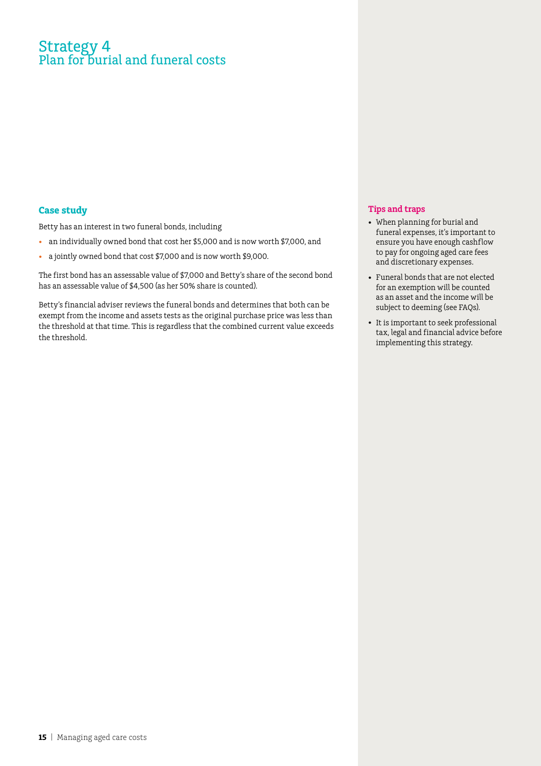# Strategy 4
## Plan for burial and funeral costs

### Case study

Betty has an interest in two funeral bonds, including

- an individually owned bond that cost her $5,000 and is now worth $7,000, and
- a jointly owned bond that cost $7,000 and is now worth $9,000.

The first bond has an assessable value of $7,000 and Betty's share of the second bond has an assessable value of $4,500 (as her 50% share is counted).

Betty's financial adviser reviews the funeral bonds and determines that both can be exempt from the income and assets tests as the original purchase price was less than the threshold at that time. This is regardless that the combined current value exceeds the threshold.

### Tips and traps

- When planning for burial and funeral expenses, it's important to ensure you have enough cashflow to pay for ongoing aged care fees and discretionary expenses.
- Funeral bonds that are not elected for an exemption will be counted as an asset and the income will be subject to deeming (see FAQs).
- It is important to seek professional tax, legal and financial advice before implementing this strategy.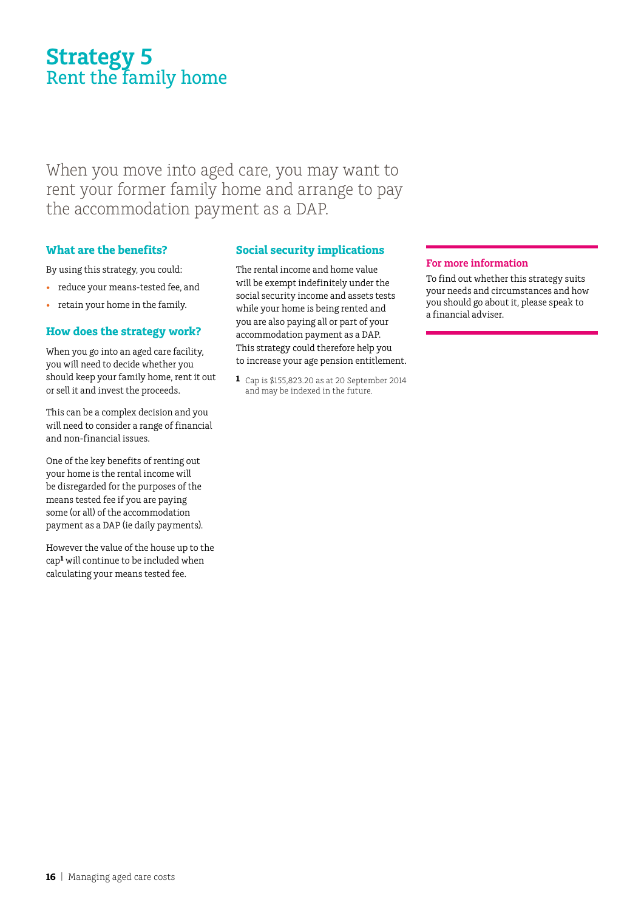# Strategy 5
## Rent the family home

When you move into aged care, you may want to rent your former family home and arrange to pay the accommodation payment as a DAP.

### What are the benefits?

By using this strategy, you could:

- reduce your means-tested fee, and
- retain your home in the family.

### How does the strategy work?

When you go into an aged care facility, you will need to decide whether you should keep your family home, rent it out or sell it and invest the proceeds.

This can be a complex decision and you will need to consider a range of financial and non-financial issues.

One of the key benefits of renting out your home is the rental income will be disregarded for the purposes of the means tested fee if you are paying some (or all) of the accommodation payment as a DAP (ie daily payments).

However the value of the house up to the cap[1] will continue to be included when calculating your means tested fee.

### Social security implications

The rental income and home value will be exempt indefinitely under the social security income and assets tests while your home is being rented and you are also paying all or part of your accommodation payment as a DAP. This strategy could therefore help you to increase your age pension entitlement.

1 Cap is $155,823.20 as at 20 September 2014 and may be indexed in the future.

### For more information

To find out whether this strategy suits your needs and circumstances and how you should go about it, please speak to a financial adviser.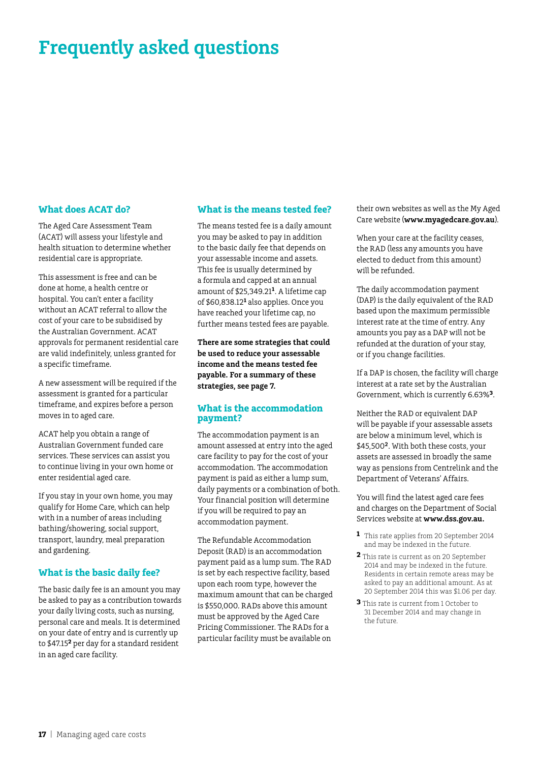# Frequently asked questions

## What does ACAT do?

The Aged Care Assessment Team (ACAT) will assess your lifestyle and health situation to determine whether residential care is appropriate.

This assessment is free and can be done at home, a health centre or hospital. You can't enter a facility without an ACAT referral to allow the cost of your care to be subsidised by the Australian Government. ACAT approvals for permanent residential care are valid indefinitely, unless granted for a specific timeframe.

A new assessment will be required if the assessment is granted for a particular timeframe, and expires before a person moves in to aged care.

ACAT help you obtain a range of Australian Government funded care services. These services can assist you to continue living in your own home or enter residential aged care.

If you stay in your own home, you may qualify for Home Care, which can help with in a number of areas including bathing/showering, social support, transport, laundry, meal preparation and gardening.

## What is the basic daily fee?

The basic daily fee is an amount you may be asked to pay as a contribution towards your daily living costs, such as nursing, personal care and meals. It is determined on your date of entry and is currently up to $47.15[2] per day for a standard resident in an aged care facility.

## What is the means tested fee?

The means tested fee is a daily amount you may be asked to pay in addition to the basic daily fee that depends on your assessable income and assets. This fee is usually determined by a formula and capped at an annual amount of $25,349.21[1]. A lifetime cap of $60,838.12[1] also applies. Once you have reached your lifetime cap, no further means tested fees are payable.

**There are some strategies that could be used to reduce your assessable income and the means tested fee payable. For a summary of these strategies, see page 7.**

## What is the accommodation payment?

The accommodation payment is an amount assessed at entry into the aged care facility to pay for the cost of your accommodation. The accommodation payment is paid as either a lump sum, daily payments or a combination of both. Your financial position will determine if you will be required to pay an accommodation payment.

The Refundable Accommodation Deposit (RAD) is an accommodation payment paid as a lump sum. The RAD is set by each respective facility, based upon each room type, however the maximum amount that can be charged is $550,000. RADs above this amount must be approved by the Aged Care Pricing Commissioner. The RADs for a particular facility must be available on their own websites as well as the My Aged Care website (**www.myagedcare.gov.au**).

When your care at the facility ceases, the RAD (less any amounts you have elected to deduct from this amount) will be refunded.

The daily accommodation payment (DAP) is the daily equivalent of the RAD based upon the maximum permissible interest rate at the time of entry. Any amounts you pay as a DAP will not be refunded at the duration of your stay, or if you change facilities.

If a DAP is chosen, the facility will charge interest at a rate set by the Australian Government, which is currently 6.63%[3].

Neither the RAD or equivalent DAP will be payable if your assessable assets are below a minimum level, which is $45,500[2]. With both these costs, your assets are assessed in broadly the same way as pensions from Centrelink and the Department of Veterans' Affairs.

You will find the latest aged care fees and charges on the Department of Social Services website at **www.dss.gov.au.**

[1] This rate applies from 20 September 2014 and may be indexed in the future.

[2] This rate is current as on 20 September 2014 and may be indexed in the future. Residents in certain remote areas may be asked to pay an additional amount. As at 20 September 2014 this was $1.06 per day.

[3] This rate is current from 1 October to 31 December 2014 and may change in the future.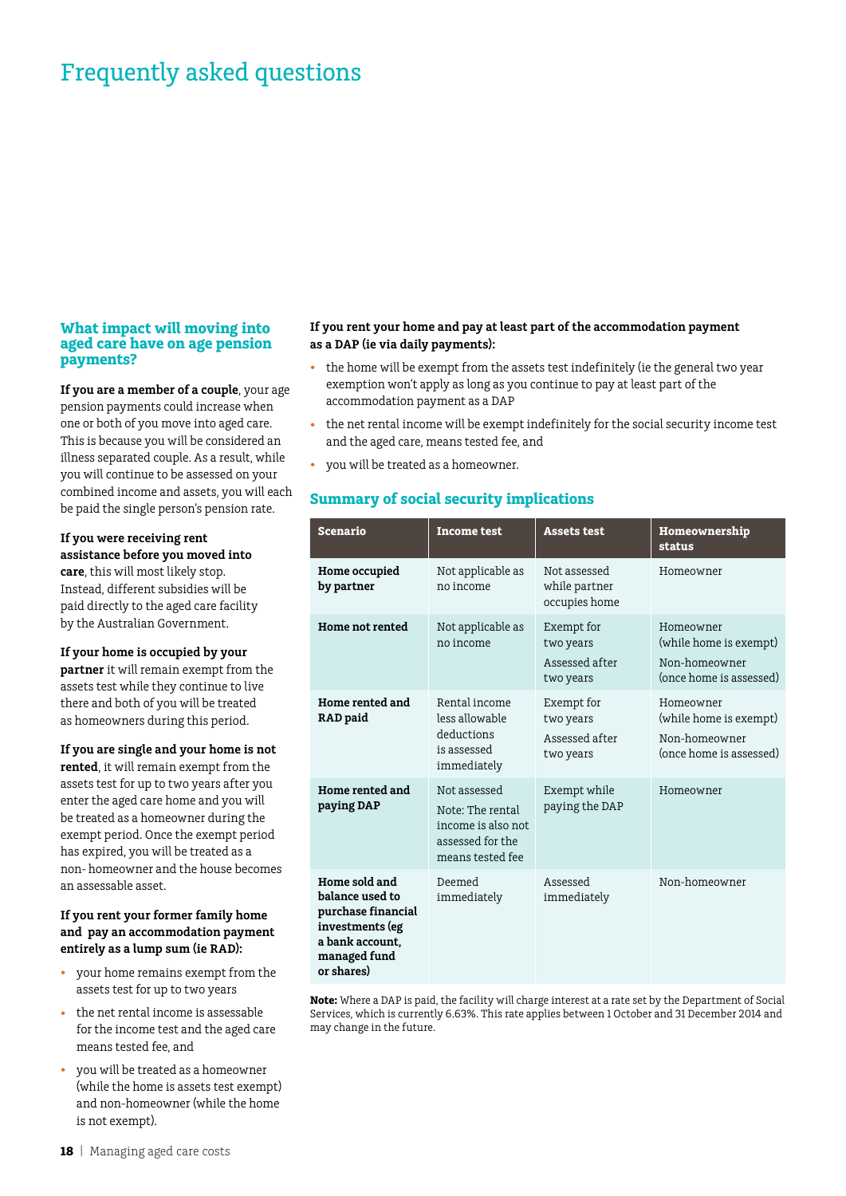# Frequently asked questions

### What impact will moving into aged care have on age pension payments?

**If you are a member of a couple**, your age pension payments could increase when one or both of you move into aged care. This is because you will be considered an illness separated couple. As a result, while you will continue to be assessed on your combined income and assets, you will each be paid the single person's pension rate.

**If you were receiving rent assistance before you moved into care**, this will most likely stop. Instead, different subsidies will be paid directly to the aged care facility by the Australian Government.

**If your home is occupied by your partner** it will remain exempt from the assets test while they continue to live there and both of you will be treated as homeowners during this period.

**If you are single and your home is not rented**, it will remain exempt from the assets test for up to two years after you enter the aged care home and you will be treated as a homeowner during the exempt period. Once the exempt period has expired, you will be treated as a non- homeowner and the house becomes an assessable asset.

**If you rent your former family home and pay an accommodation payment entirely as a lump sum (ie RAD):**

- your home remains exempt from the assets test for up to two years
- the net rental income is assessable for the income test and the aged care means tested fee, and
- you will be treated as a homeowner (while the home is assets test exempt) and non-homeowner (while the home is not exempt).

**If you rent your home and pay at least part of the accommodation payment as a DAP (ie via daily payments):**

- the home will be exempt from the assets test indefinitely (ie the general two year exemption won't apply as long as you continue to pay at least part of the accommodation payment as a DAP
- the net rental income will be exempt indefinitely for the social security income test and the aged care, means tested fee, and
- you will be treated as a homeowner.

### Summary of social security implications

| Scenario | Income test | Assets test | Homeownership status |
|---|---|---|---|
| **Home occupied by partner** | Not applicable as no income | Not assessed while partner occupies home | Homeowner |
| **Home not rented** | Not applicable as no income | Exempt for two years<br>Assessed after two years | Homeowner (while home is exempt)<br>Non-homeowner (once home is assessed) |
| **Home rented and RAD paid** | Rental income less allowable deductions is assessed immediately | Exempt for two years<br>Assessed after two years | Homeowner (while home is exempt)<br>Non-homeowner (once home is assessed) |
| **Home rented and paying DAP** | Not assessed<br>Note: The rental income is also not assessed for the means tested fee | Exempt while paying the DAP | Homeowner |
| **Home sold and balance used to purchase financial investments (eg a bank account, managed fund or shares)** | Deemed immediately | Assessed immediately | Non-homeowner |

**Note:** Where a DAP is paid, the facility will charge interest at a rate set by the Department of Social Services, which is currently 6.63%. This rate applies between 1 October and 31 December 2014 and may change in the future.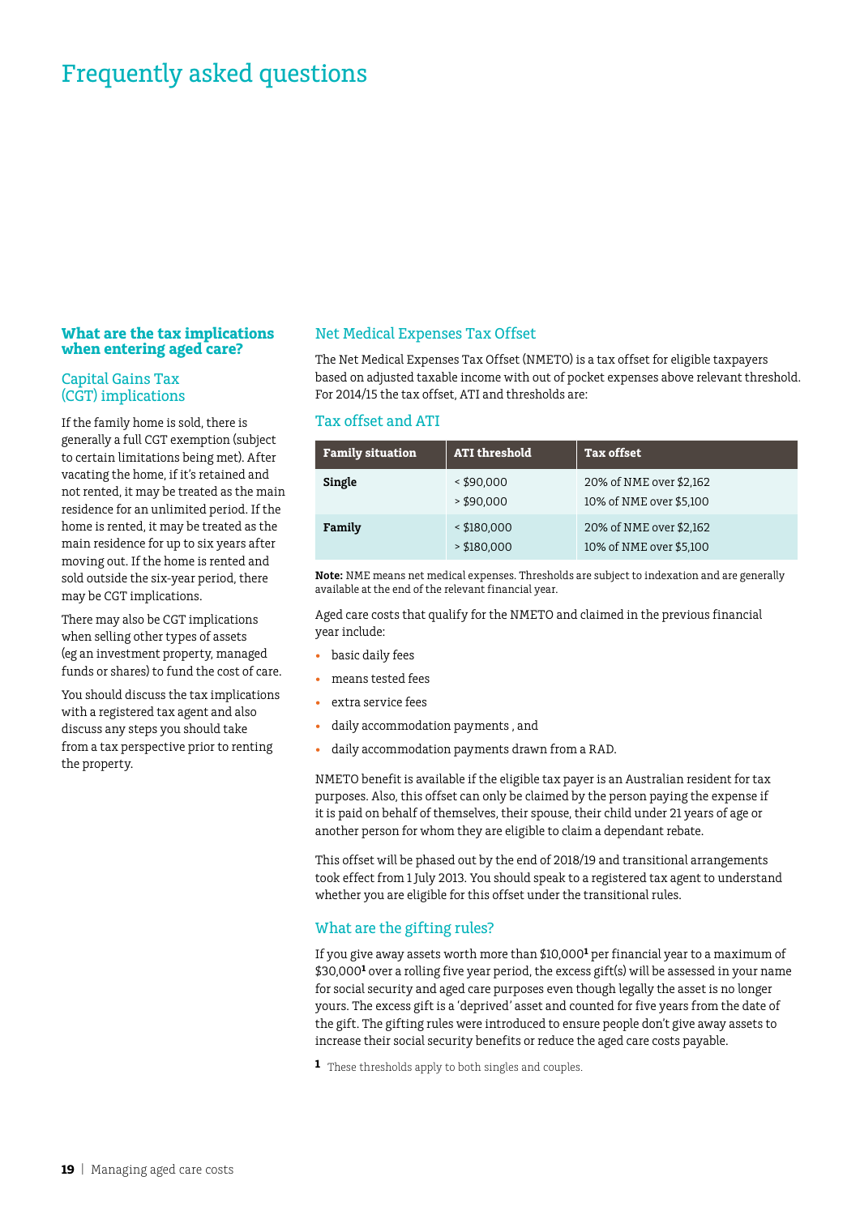# Frequently asked questions

## What are the tax implications when entering aged care?

### Capital Gains Tax (CGT) implications

If the family home is sold, there is generally a full CGT exemption (subject to certain limitations being met). After vacating the home, if it's retained and not rented, it may be treated as the main residence for an unlimited period. If the home is rented, it may be treated as the main residence for up to six years after moving out. If the home is rented and sold outside the six-year period, there may be CGT implications.

There may also be CGT implications when selling other types of assets (eg an investment property, managed funds or shares) to fund the cost of care.

You should discuss the tax implications with a registered tax agent and also discuss any steps you should take from a tax perspective prior to renting the property.

### Net Medical Expenses Tax Offset

The Net Medical Expenses Tax Offset (NMETO) is a tax offset for eligible taxpayers based on adjusted taxable income with out of pocket expenses above relevant threshold. For 2014/15 the tax offset, ATI and thresholds are:

### Tax offset and ATI

| Family situation | ATI threshold | Tax offset |
|---|---|---|
| **Single** | < $90,000<br>> $90,000 | 20% of NME over $2,162<br>10% of NME over $5,100 |
| **Family** | < $180,000<br>> $180,000 | 20% of NME over $2,162<br>10% of NME over $5,100 |

**Note:** NME means net medical expenses. Thresholds are subject to indexation and are generally available at the end of the relevant financial year.

Aged care costs that qualify for the NMETO and claimed in the previous financial year include:

- basic daily fees
- means tested fees
- extra service fees
- daily accommodation payments , and
- daily accommodation payments drawn from a RAD.

NMETO benefit is available if the eligible tax payer is an Australian resident for tax purposes. Also, this offset can only be claimed by the person paying the expense if it is paid on behalf of themselves, their spouse, their child under 21 years of age or another person for whom they are eligible to claim a dependant rebate.

This offset will be phased out by the end of 2018/19 and transitional arrangements took effect from 1 July 2013. You should speak to a registered tax agent to understand whether you are eligible for this offset under the transitional rules.

### What are the gifting rules?

If you give away assets worth more than $10,000[1] per financial year to a maximum of $30,000[1] over a rolling five year period, the excess gift(s) will be assessed in your name for social security and aged care purposes even though legally the asset is no longer yours. The excess gift is a 'deprived' asset and counted for five years from the date of the gift. The gifting rules were introduced to ensure people don't give away assets to increase their social security benefits or reduce the aged care costs payable.

[1] These thresholds apply to both singles and couples.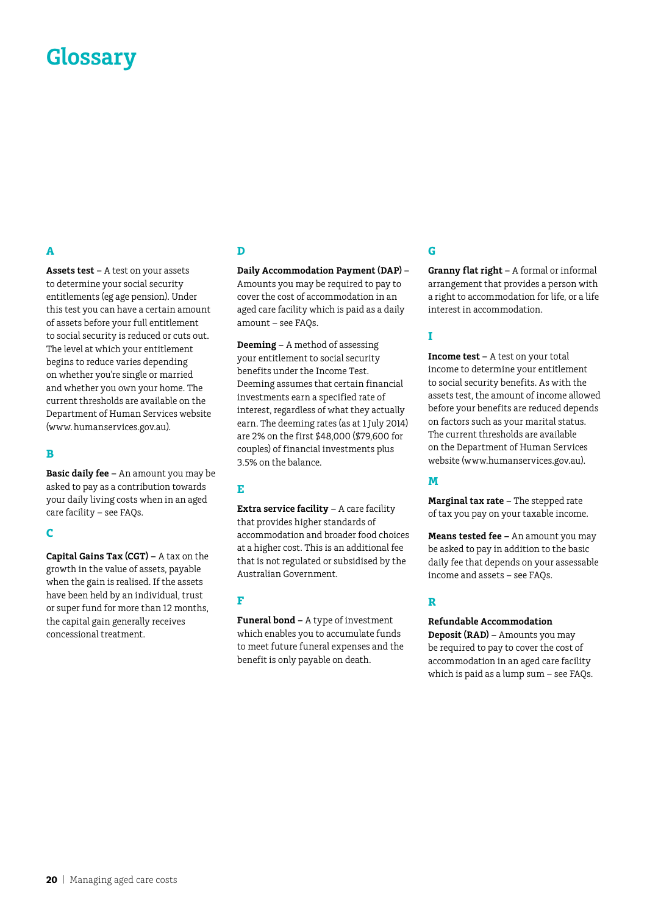# Glossary

## A

**Assets test** – A test on your assets to determine your social security entitlements (eg age pension). Under this test you can have a certain amount of assets before your full entitlement to social security is reduced or cuts out. The level at which your entitlement begins to reduce varies depending on whether you're single or married and whether you own your home. The current thresholds are available on the Department of Human Services website (www. humanservices.gov.au).

## B

**Basic daily fee** – An amount you may be asked to pay as a contribution towards your daily living costs when in an aged care facility – see FAQs.

## C

**Capital Gains Tax (CGT)** – A tax on the growth in the value of assets, payable when the gain is realised. If the assets have been held by an individual, trust or super fund for more than 12 months, the capital gain generally receives concessional treatment.

## D

**Daily Accommodation Payment (DAP)** – Amounts you may be required to pay to cover the cost of accommodation in an aged care facility which is paid as a daily amount – see FAQs.

**Deeming** – A method of assessing your entitlement to social security benefits under the Income Test. Deeming assumes that certain financial investments earn a specified rate of interest, regardless of what they actually earn. The deeming rates (as at 1 July 2014) are 2% on the first $48,000 ($79,600 for couples) of financial investments plus 3.5% on the balance.

## E

**Extra service facility** – A care facility that provides higher standards of accommodation and broader food choices at a higher cost. This is an additional fee that is not regulated or subsidised by the Australian Government.

## F

**Funeral bond** – A type of investment which enables you to accumulate funds to meet future funeral expenses and the benefit is only payable on death.

## G

**Granny flat right** – A formal or informal arrangement that provides a person with a right to accommodation for life, or a life interest in accommodation.

## I

**Income test** – A test on your total income to determine your entitlement to social security benefits. As with the assets test, the amount of income allowed before your benefits are reduced depends on factors such as your marital status. The current thresholds are available on the Department of Human Services website (www.humanservices.gov.au).

## M

**Marginal tax rate** – The stepped rate of tax you pay on your taxable income.

**Means tested fee** – An amount you may be asked to pay in addition to the basic daily fee that depends on your assessable income and assets – see FAQs.

## R

**Refundable Accommodation Deposit (RAD)** – Amounts you may be required to pay to cover the cost of accommodation in an aged care facility which is paid as a lump sum – see FAQs.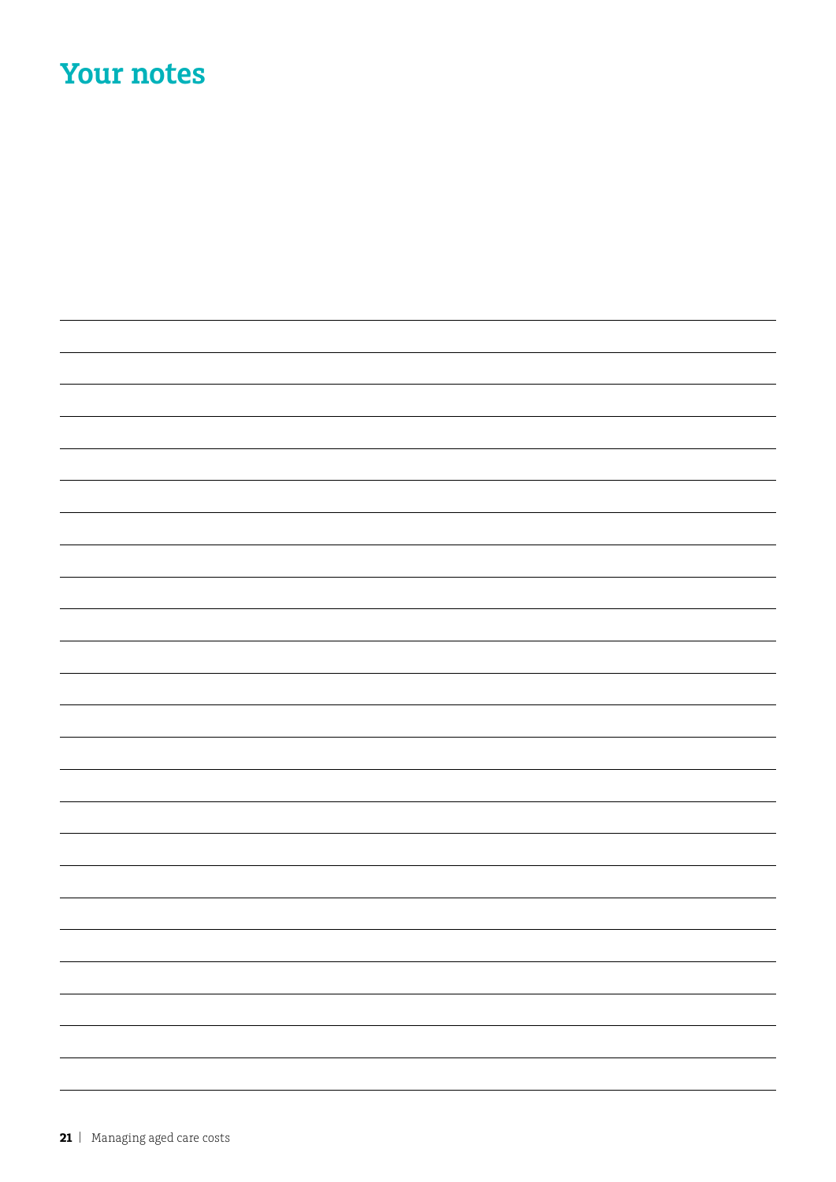# Your notes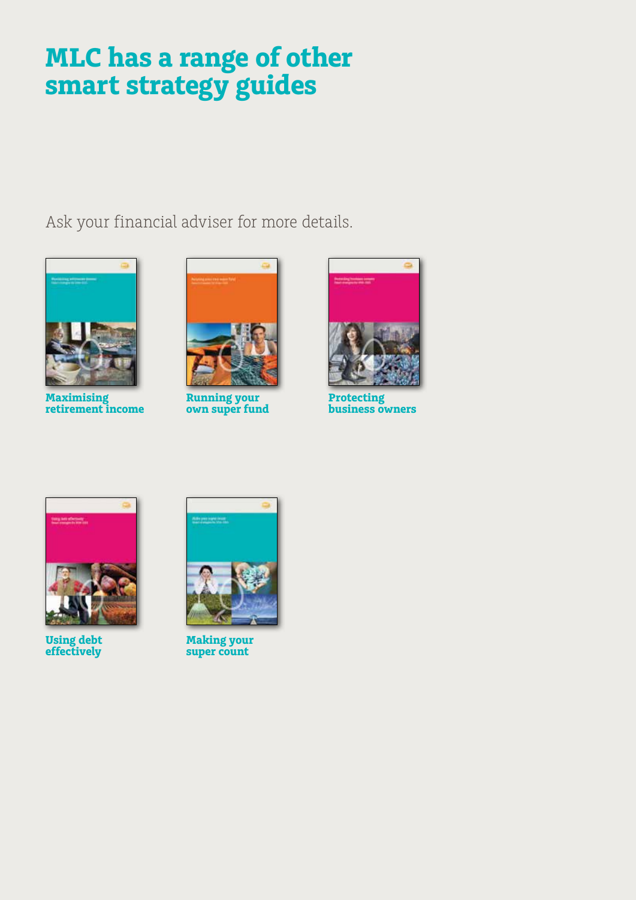# MLC has a range of other smart strategy guides

Ask your financial adviser for more details.

**Maximising retirement income**

**Running your own super fund**

**Protecting business owners**

**Using debt effectively**

**Making your super count**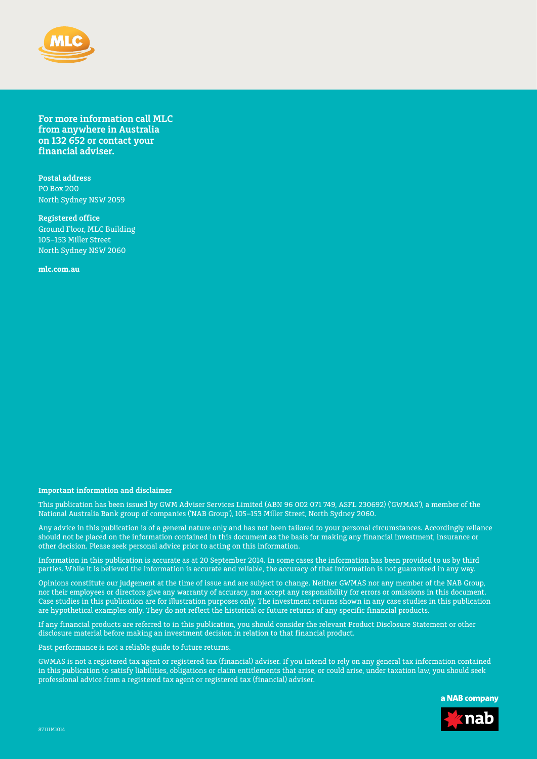**For more information call MLC from anywhere in Australia on 132 652 or contact your financial adviser.**

**Postal address**
PO Box 200
North Sydney NSW 2059

**Registered office**
Ground Floor, MLC Building
105–153 Miller Street
North Sydney NSW 2060

**mlc.com.au**

**Important information and disclaimer**

This publication has been issued by GWM Adviser Services Limited (ABN 96 002 071 749, ASFL 230692) ('GWMAS'), a member of the National Australia Bank group of companies ('NAB Group'), 105–153 Miller Street, North Sydney 2060.

Any advice in this publication is of a general nature only and has not been tailored to your personal circumstances. Accordingly reliance should not be placed on the information contained in this document as the basis for making any financial investment, insurance or other decision. Please seek personal advice prior to acting on this information.

Information in this publication is accurate as at 20 September 2014. In some cases the information has been provided to us by third parties. While it is believed the information is accurate and reliable, the accuracy of that information is not guaranteed in any way.

Opinions constitute our judgement at the time of issue and are subject to change. Neither GWMAS nor any member of the NAB Group, nor their employees or directors give any warranty of accuracy, nor accept any responsibility for errors or omissions in this document. Case studies in this publication are for illustration purposes only. The investment returns shown in any case studies in this publication are hypothetical examples only. They do not reflect the historical or future returns of any specific financial products.

If any financial products are referred to in this publication, you should consider the relevant Product Disclosure Statement or other disclosure material before making an investment decision in relation to that financial product.

Past performance is not a reliable guide to future returns.

GWMAS is not a registered tax agent or registered tax (financial) adviser. If you intend to rely on any general tax information contained in this publication to satisfy liabilities, obligations or claim entitlements that arise, or could arise, under taxation law, you should seek professional advice from a registered tax agent or registered tax (financial) adviser.

a NAB company

87111M1014